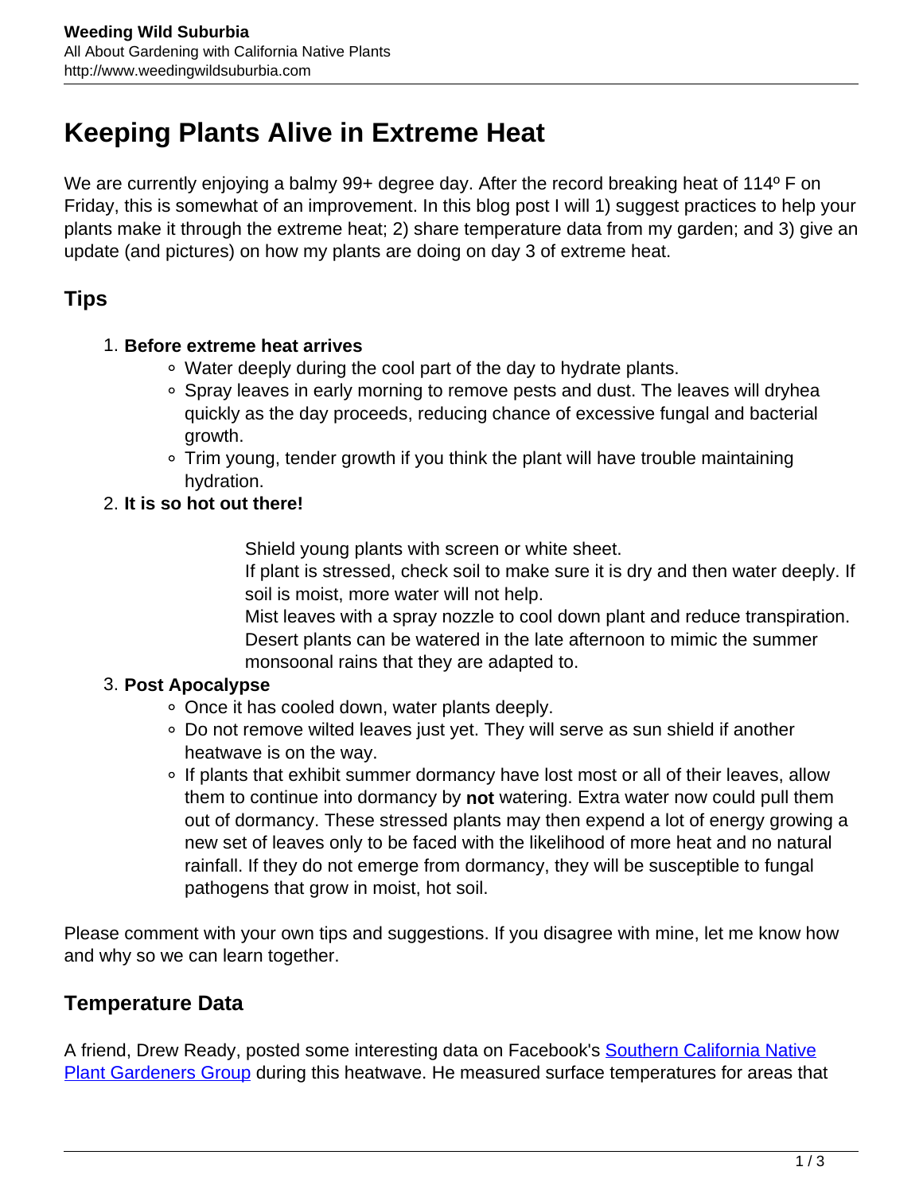# Keeping Plants Alive in Extreme Heat

We are currently enjoying a balmy 99+ degree day. After the record breaking heat of 114º F on Friday, this is somewhat of an improvement. In this blog post I will 1) suggest practices to help your plants make it through the extreme heat; 2) share temperature data from my garden; and 3) give an update (and pictures) on how my plants are doing on day 3 of extreme heat.

## Tips

1. **Before extreme heat arrives**
   - Water deeply during the cool part of the day to hydrate plants.
   - Spray leaves in early morning to remove pests and dust. The leaves will dryhea quickly as the day proceeds, reducing chance of excessive fungal and bacterial growth.
   - Trim young, tender growth if you think the plant will have trouble maintaining hydration.
2. **It is so hot out there!**

   Shield young plants with screen or white sheet.
   If plant is stressed, check soil to make sure it is dry and then water deeply. If soil is moist, more water will not help.
   Mist leaves with a spray nozzle to cool down plant and reduce transpiration.
   Desert plants can be watered in the late afternoon to mimic the summer monsoonal rains that they are adapted to.
3. **Post Apocalypse**
   - Once it has cooled down, water plants deeply.
   - Do not remove wilted leaves just yet. They will serve as sun shield if another heatwave is on the way.
   - If plants that exhibit summer dormancy have lost most or all of their leaves, allow them to continue into dormancy by **not** watering. Extra water now could pull them out of dormancy. These stressed plants may then expend a lot of energy growing a new set of leaves only to be faced with the likelihood of more heat and no natural rainfall. If they do not emerge from dormancy, they will be susceptible to fungal pathogens that grow in moist, hot soil.

Please comment with your own tips and suggestions. If you disagree with mine, let me know how and why so we can learn together.

## Temperature Data

A friend, Drew Ready, posted some interesting data on Facebook's Southern California Native Plant Gardeners Group during this heatwave. He measured surface temperatures for areas that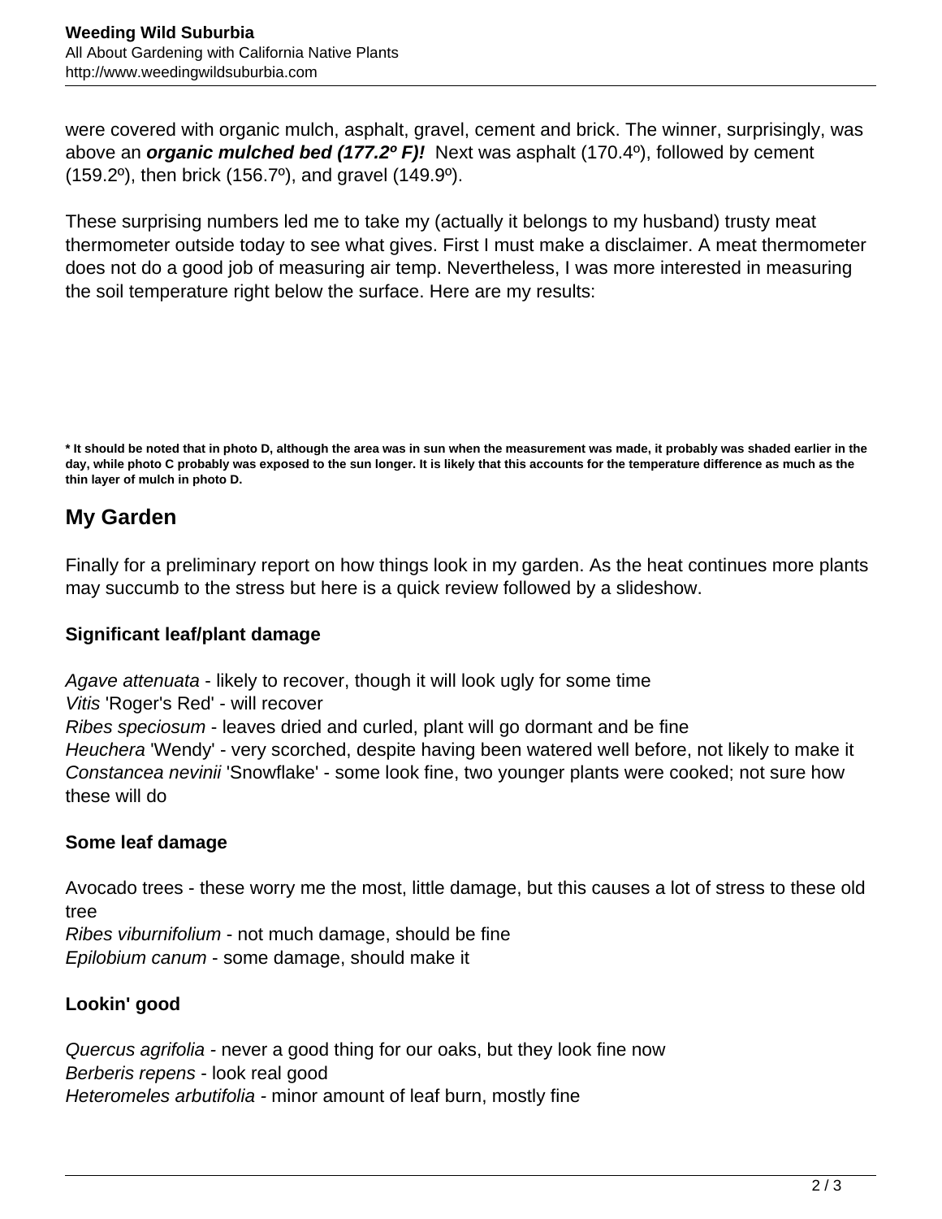were covered with organic mulch, asphalt, gravel, cement and brick. The winner, surprisingly, was above an ***organic mulched bed (177.2º F)!*** Next was asphalt (170.4º), followed by cement (159.2º), then brick (156.7º), and gravel (149.9º).

These surprising numbers led me to take my (actually it belongs to my husband) trusty meat thermometer outside today to see what gives. First I must make a disclaimer. A meat thermometer does not do a good job of measuring air temp. Nevertheless, I was more interested in measuring the soil temperature right below the surface. Here are my results:

**\* It should be noted that in photo D, although the area was in sun when the measurement was made, it probably was shaded earlier in the day, while photo C probably was exposed to the sun longer. It is likely that this accounts for the temperature difference as much as the thin layer of mulch in photo D.**

## My Garden

Finally for a preliminary report on how things look in my garden. As the heat continues more plants may succumb to the stress but here is a quick review followed by a slideshow.

### Significant leaf/plant damage

*Agave attenuata* - likely to recover, though it will look ugly for some time
*Vitis* 'Roger's Red' - will recover
*Ribes speciosum* - leaves dried and curled, plant will go dormant and be fine
*Heuchera* 'Wendy' - very scorched, despite having been watered well before, not likely to make it
*Constancea nevinii* 'Snowflake' - some look fine, two younger plants were cooked; not sure how these will do

### Some leaf damage

Avocado trees - these worry me the most, little damage, but this causes a lot of stress to these old tree
*Ribes viburnifolium* - not much damage, should be fine
*Epilobium canum* - some damage, should make it

### Lookin' good

*Quercus agrifolia* - never a good thing for our oaks, but they look fine now
*Berberis repens* - look real good
*Heteromeles arbutifolia* - minor amount of leaf burn, mostly fine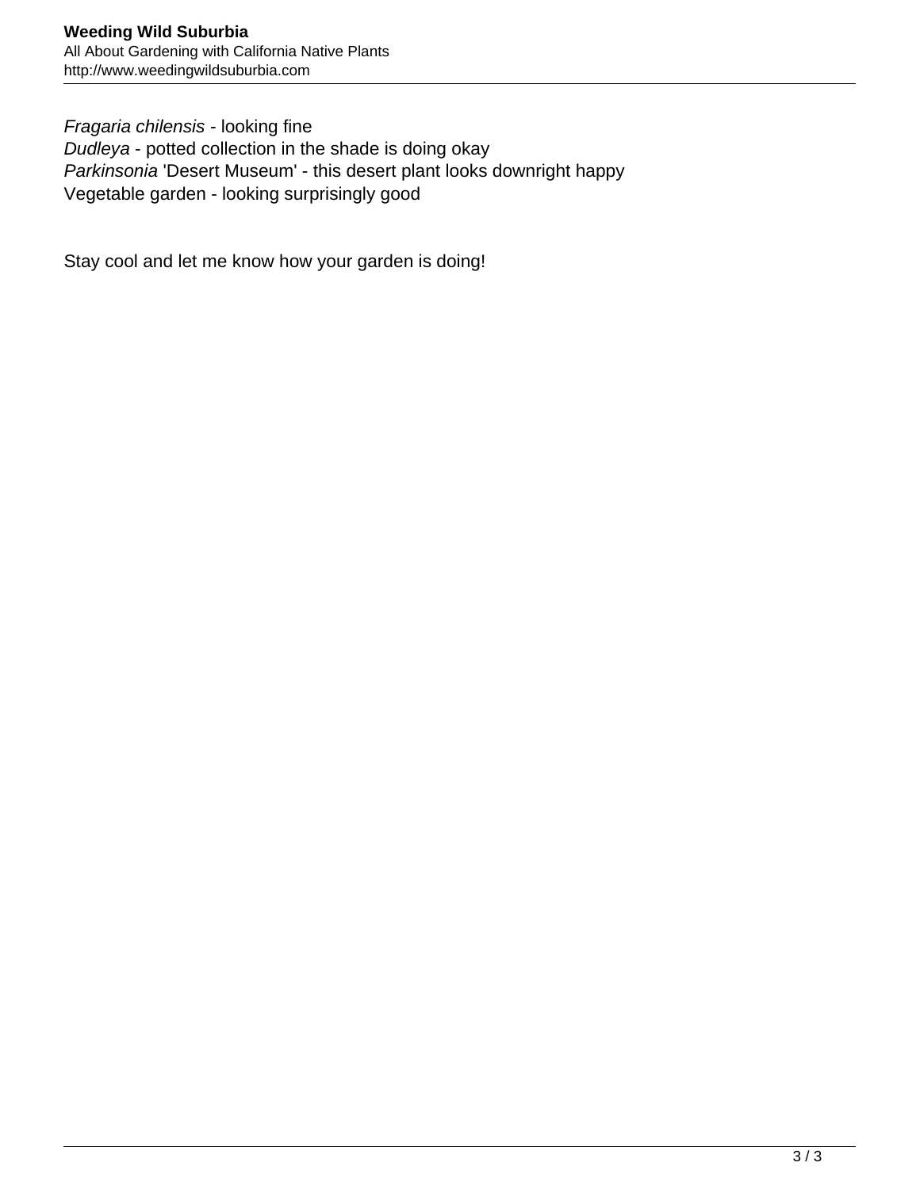*Fragaria chilensis* - looking fine
*Dudleya* - potted collection in the shade is doing okay
*Parkinsonia* 'Desert Museum' - this desert plant looks downright happy
Vegetable garden - looking surprisingly good

Stay cool and let me know how your garden is doing!